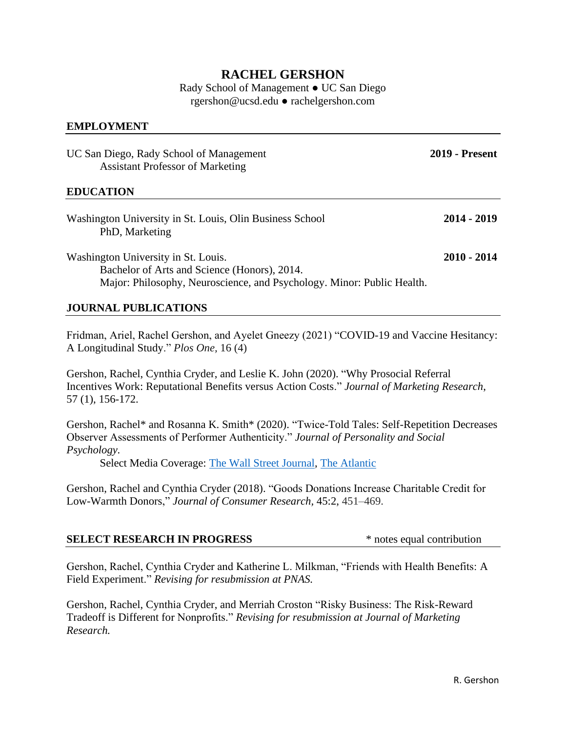# RACHEL GERSHON

Rady School of Management ● UC San Diego
rgershon@ucsd.edu ● rachelgershon.com

## EMPLOYMENT

UC San Diego, Rady School of Management **2019 - Present**
Assistant Professor of Marketing

## EDUCATION

Washington University in St. Louis, Olin Business School **2014 - 2019**
PhD, Marketing

Washington University in St. Louis. **2010 - 2014**
Bachelor of Arts and Science (Honors), 2014.
Major: Philosophy, Neuroscience, and Psychology. Minor: Public Health.

## JOURNAL PUBLICATIONS

Fridman, Ariel, Rachel Gershon, and Ayelet Gneezy (2021) "COVID-19 and Vaccine Hesitancy: A Longitudinal Study." *Plos One,* 16 (4)

Gershon, Rachel, Cynthia Cryder, and Leslie K. John (2020). "Why Prosocial Referral Incentives Work: Reputational Benefits versus Action Costs." *Journal of Marketing Research*, 57 (1), 156-172.

Gershon, Rachel* and Rosanna K. Smith* (2020). "Twice-Told Tales: Self-Repetition Decreases Observer Assessments of Performer Authenticity." *Journal of Personality and Social Psychology.*

Select Media Coverage: The Wall Street Journal, The Atlantic

Gershon, Rachel and Cynthia Cryder (2018). "Goods Donations Increase Charitable Credit for Low-Warmth Donors," *Journal of Consumer Research,* 45:2, 451–469.

## SELECT RESEARCH IN PROGRESS

* notes equal contribution

Gershon, Rachel, Cynthia Cryder and Katherine L. Milkman, "Friends with Health Benefits: A Field Experiment." *Revising for resubmission at PNAS.*

Gershon, Rachel, Cynthia Cryder, and Merriah Croston "Risky Business: The Risk-Reward Tradeoff is Different for Nonprofits." *Revising for resubmission at Journal of Marketing Research.*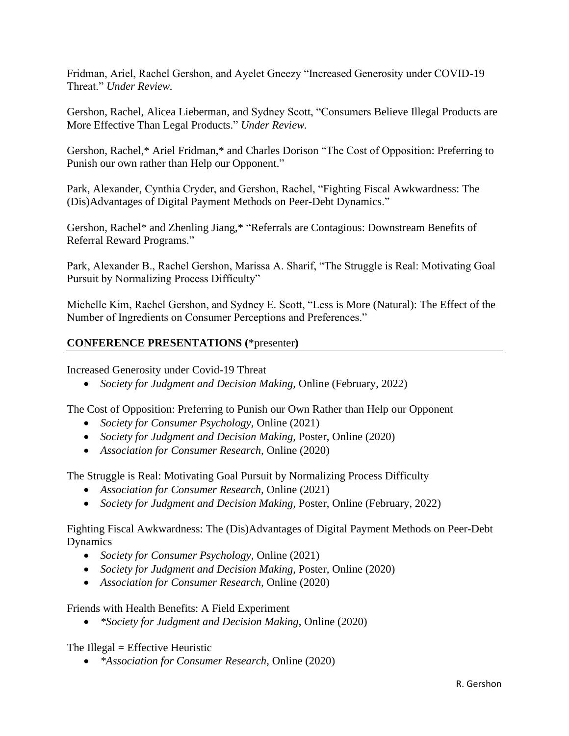Fridman, Ariel, Rachel Gershon, and Ayelet Gneezy "Increased Generosity under COVID-19 Threat." *Under Review.*

Gershon, Rachel, Alicea Lieberman, and Sydney Scott, "Consumers Believe Illegal Products are More Effective Than Legal Products." *Under Review.*

Gershon, Rachel,* Ariel Fridman,* and Charles Dorison "The Cost of Opposition: Preferring to Punish our own rather than Help our Opponent."

Park, Alexander, Cynthia Cryder, and Gershon, Rachel, "Fighting Fiscal Awkwardness: The (Dis)Advantages of Digital Payment Methods on Peer-Debt Dynamics."

Gershon, Rachel* and Zhenling Jiang,* "Referrals are Contagious: Downstream Benefits of Referral Reward Programs."

Park, Alexander B., Rachel Gershon, Marissa A. Sharif, "The Struggle is Real: Motivating Goal Pursuit by Normalizing Process Difficulty"

Michelle Kim, Rachel Gershon, and Sydney E. Scott, "Less is More (Natural): The Effect of the Number of Ingredients on Consumer Perceptions and Preferences."

## CONFERENCE PRESENTATIONS (*presenter)

Increased Generosity under Covid-19 Threat

- *Society for Judgment and Decision Making,* Online (February, 2022)

The Cost of Opposition: Preferring to Punish our Own Rather than Help our Opponent

- *Society for Consumer Psychology,* Online (2021)
- *Society for Judgment and Decision Making,* Poster, Online (2020)
- *Association for Consumer Research,* Online (2020)

The Struggle is Real: Motivating Goal Pursuit by Normalizing Process Difficulty

- *Association for Consumer Research,* Online (2021)
- *Society for Judgment and Decision Making,* Poster, Online (February, 2022)

Fighting Fiscal Awkwardness: The (Dis)Advantages of Digital Payment Methods on Peer-Debt Dynamics

- *Society for Consumer Psychology,* Online (2021)
- *Society for Judgment and Decision Making,* Poster, Online (2020)
- *Association for Consumer Research,* Online (2020)

Friends with Health Benefits: A Field Experiment

- **Society for Judgment and Decision Making*, Online (2020)

The Illegal = Effective Heuristic

- **Association for Consumer Research,* Online (2020)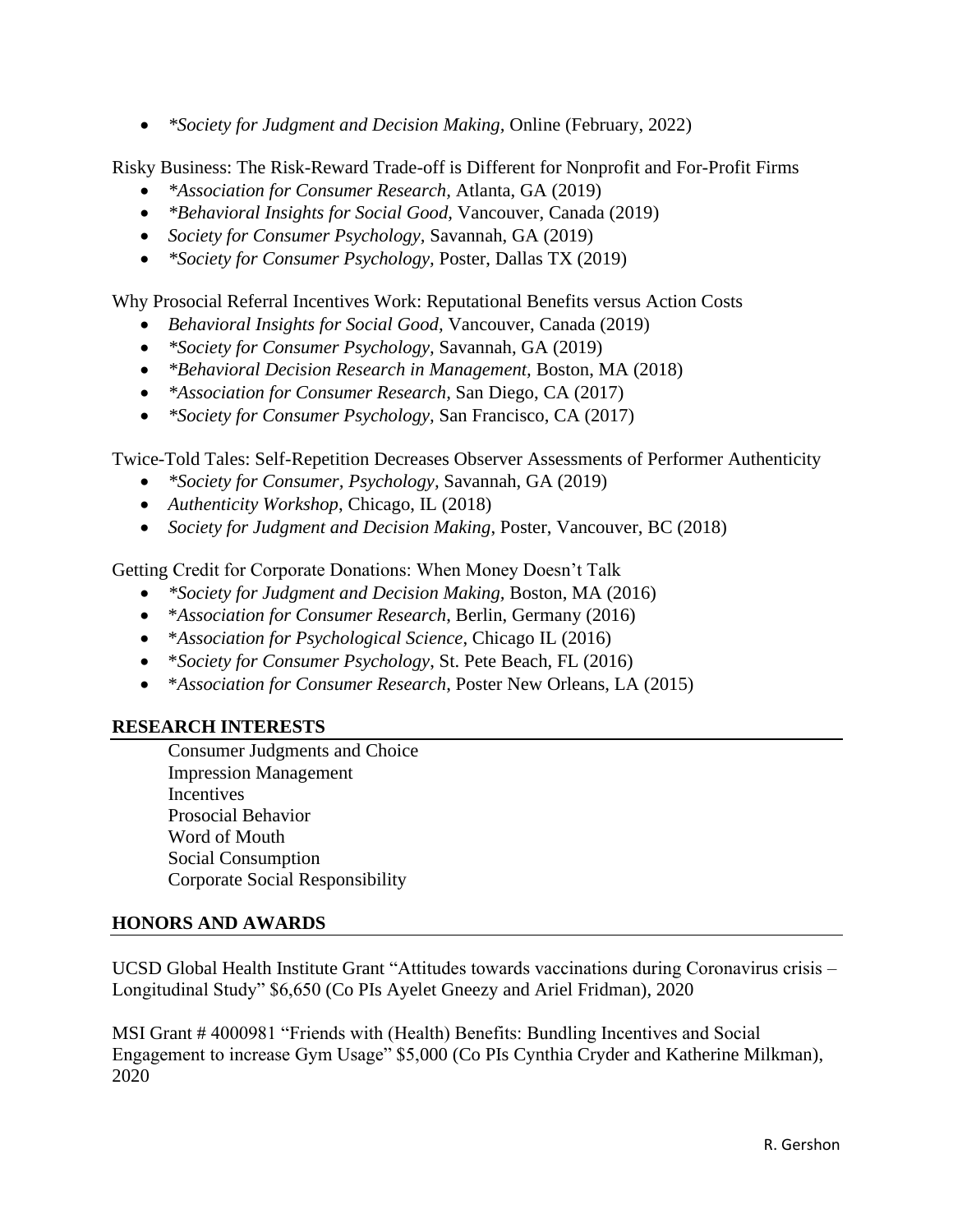- *\*Society for Judgment and Decision Making*, Online (February, 2022)

Risky Business: The Risk-Reward Trade-off is Different for Nonprofit and For-Profit Firms

- *\*Association for Consumer Research*, Atlanta, GA (2019)
- *\*Behavioral Insights for Social Good*, Vancouver, Canada (2019)
- *Society for Consumer Psychology*, Savannah, GA (2019)
- *\*Society for Consumer Psychology*, Poster, Dallas TX (2019)

Why Prosocial Referral Incentives Work: Reputational Benefits versus Action Costs

- *Behavioral Insights for Social Good*, Vancouver, Canada (2019)
- *\*Society for Consumer Psychology*, Savannah, GA (2019)
- *\*Behavioral Decision Research in Management*, Boston, MA (2018)
- *\*Association for Consumer Research*, San Diego, CA (2017)
- *\*Society for Consumer Psychology*, San Francisco, CA (2017)

Twice-Told Tales: Self-Repetition Decreases Observer Assessments of Performer Authenticity

- *\*Society for Consumer, Psychology*, Savannah, GA (2019)
- *Authenticity Workshop*, Chicago, IL (2018)
- *Society for Judgment and Decision Making*, Poster, Vancouver, BC (2018)

Getting Credit for Corporate Donations: When Money Doesn't Talk

- *\*Society for Judgment and Decision Making*, Boston, MA (2016)
- \**Association for Consumer Research*, Berlin, Germany (2016)
- \**Association for Psychological Science*, Chicago IL (2016)
- \**Society for Consumer Psychology*, St. Pete Beach, FL (2016)
- \**Association for Consumer Research*, Poster New Orleans, LA (2015)

## RESEARCH INTERESTS

Consumer Judgments and Choice
Impression Management
Incentives
Prosocial Behavior
Word of Mouth
Social Consumption
Corporate Social Responsibility

## HONORS AND AWARDS

UCSD Global Health Institute Grant "Attitudes towards vaccinations during Coronavirus crisis – Longitudinal Study" $6,650 (Co PIs Ayelet Gneezy and Ariel Fridman), 2020

MSI Grant # 4000981 "Friends with (Health) Benefits: Bundling Incentives and Social Engagement to increase Gym Usage" $5,000 (Co PIs Cynthia Cryder and Katherine Milkman), 2020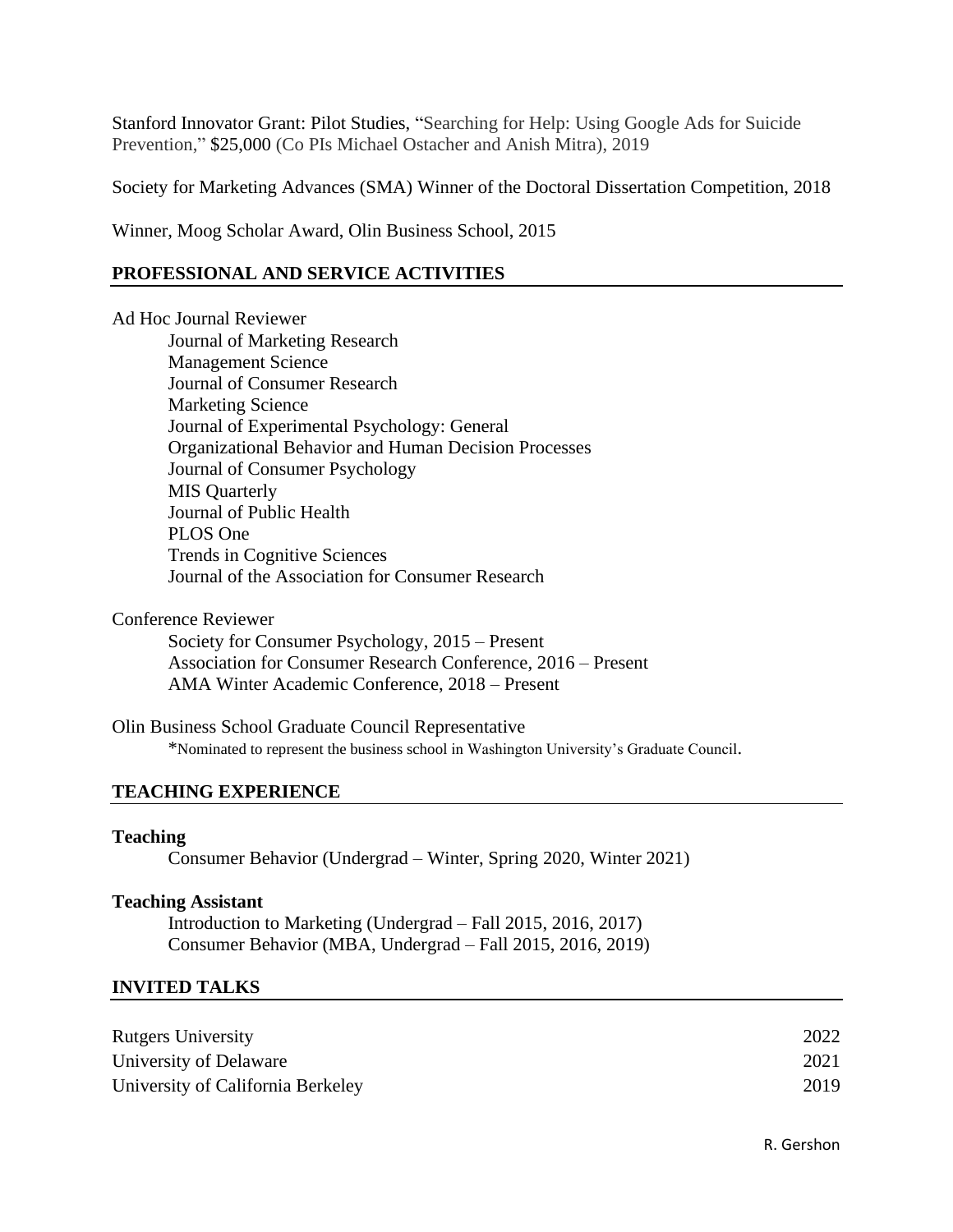Stanford Innovator Grant: Pilot Studies, "Searching for Help: Using Google Ads for Suicide Prevention," $25,000 (Co PIs Michael Ostacher and Anish Mitra), 2019

Society for Marketing Advances (SMA) Winner of the Doctoral Dissertation Competition, 2018

Winner, Moog Scholar Award, Olin Business School, 2015

## PROFESSIONAL AND SERVICE ACTIVITIES

Ad Hoc Journal Reviewer

- Journal of Marketing Research
- Management Science
- Journal of Consumer Research
- Marketing Science
- Journal of Experimental Psychology: General
- Organizational Behavior and Human Decision Processes
- Journal of Consumer Psychology
- MIS Quarterly
- Journal of Public Health
- PLOS One
- Trends in Cognitive Sciences
- Journal of the Association for Consumer Research

Conference Reviewer

- Society for Consumer Psychology, 2015 – Present
- Association for Consumer Research Conference, 2016 – Present
- AMA Winter Academic Conference, 2018 – Present

Olin Business School Graduate Council Representative

*Nominated to represent the business school in Washington University's Graduate Council.

## TEACHING EXPERIENCE

**Teaching**

Consumer Behavior (Undergrad – Winter, Spring 2020, Winter 2021)

**Teaching Assistant**

Introduction to Marketing (Undergrad – Fall 2015, 2016, 2017)
Consumer Behavior (MBA, Undergrad – Fall 2015, 2016, 2019)

## INVITED TALKS

| | |
|---|---|
| Rutgers University | 2022 |
| University of Delaware | 2021 |
| University of California Berkeley | 2019 |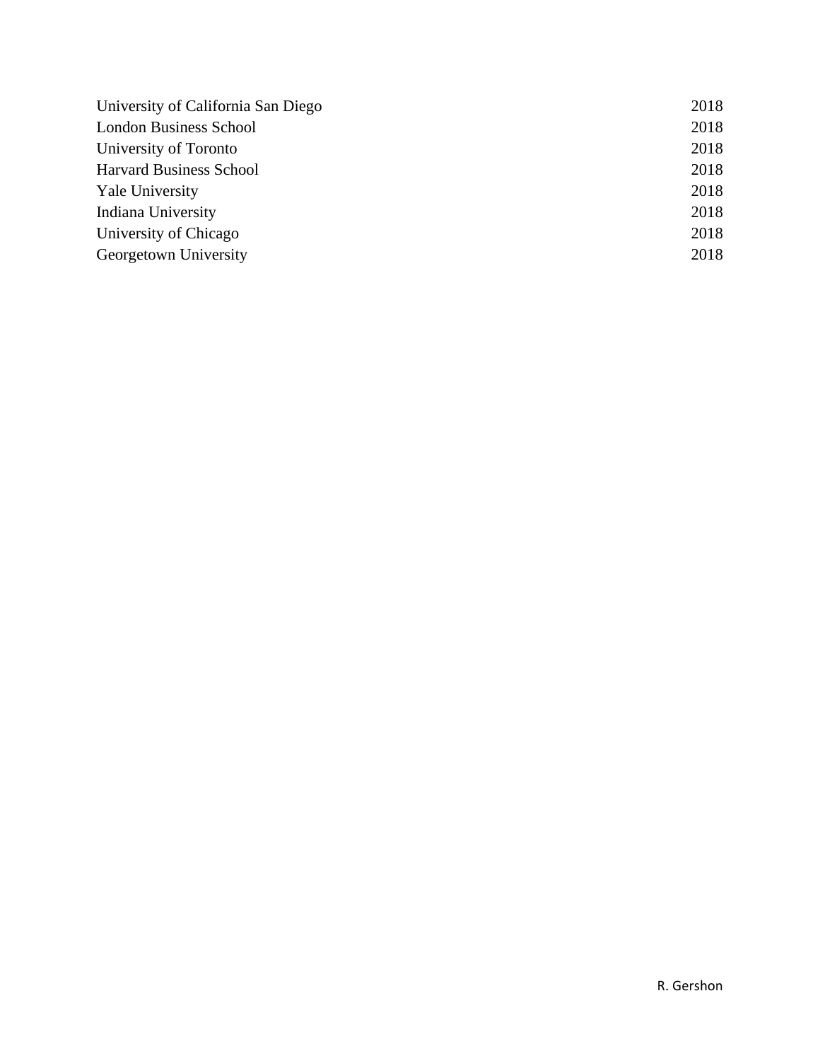| | |
|---|---|
| University of California San Diego | 2018 |
| London Business School | 2018 |
| University of Toronto | 2018 |
| Harvard Business School | 2018 |
| Yale University | 2018 |
| Indiana University | 2018 |
| University of Chicago | 2018 |
| Georgetown University | 2018 |